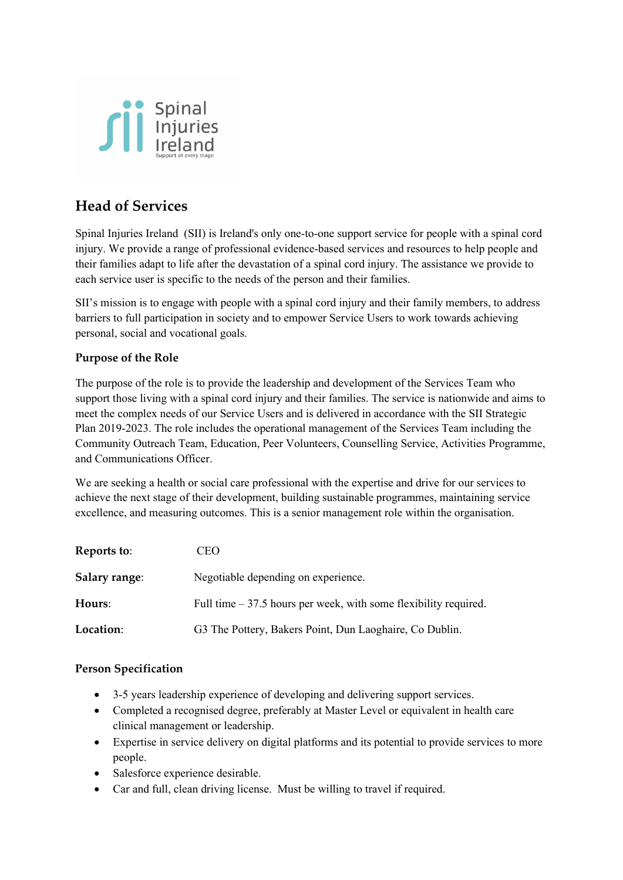Spinal Injuries Ireland

Support at every stage

# Head of Services

Spinal Injuries Ireland (SII) is Ireland's only one-to-one support service for people with a spinal cord injury. We provide a range of professional evidence-based services and resources to help people and their families adapt to life after the devastation of a spinal cord injury. The assistance we provide to each service user is specific to the needs of the person and their families.

SII's mission is to engage with people with a spinal cord injury and their family members, to address barriers to full participation in society and to empower Service Users to work towards achieving personal, social and vocational goals.

### Purpose of the Role

The purpose of the role is to provide the leadership and development of the Services Team who support those living with a spinal cord injury and their families. The service is nationwide and aims to meet the complex needs of our Service Users and is delivered in accordance with the SII Strategic Plan 2019-2023. The role includes the operational management of the Services Team including the Community Outreach Team, Education, Peer Volunteers, Counselling Service, Activities Programme, and Communications Officer.

We are seeking a health or social care professional with the expertise and drive for our services to achieve the next stage of their development, building sustainable programmes, maintaining service excellence, and measuring outcomes. This is a senior management role within the organisation.

**Reports to**: CEO

**Salary range**: Negotiable depending on experience.

**Hours**: Full time – 37.5 hours per week, with some flexibility required.

**Location**: G3 The Pottery, Bakers Point, Dun Laoghaire, Co Dublin.

### Person Specification

- 3-5 years leadership experience of developing and delivering support services.
- Completed a recognised degree, preferably at Master Level or equivalent in health care clinical management or leadership.
- Expertise in service delivery on digital platforms and its potential to provide services to more people.
- Salesforce experience desirable.
- Car and full, clean driving license. Must be willing to travel if required.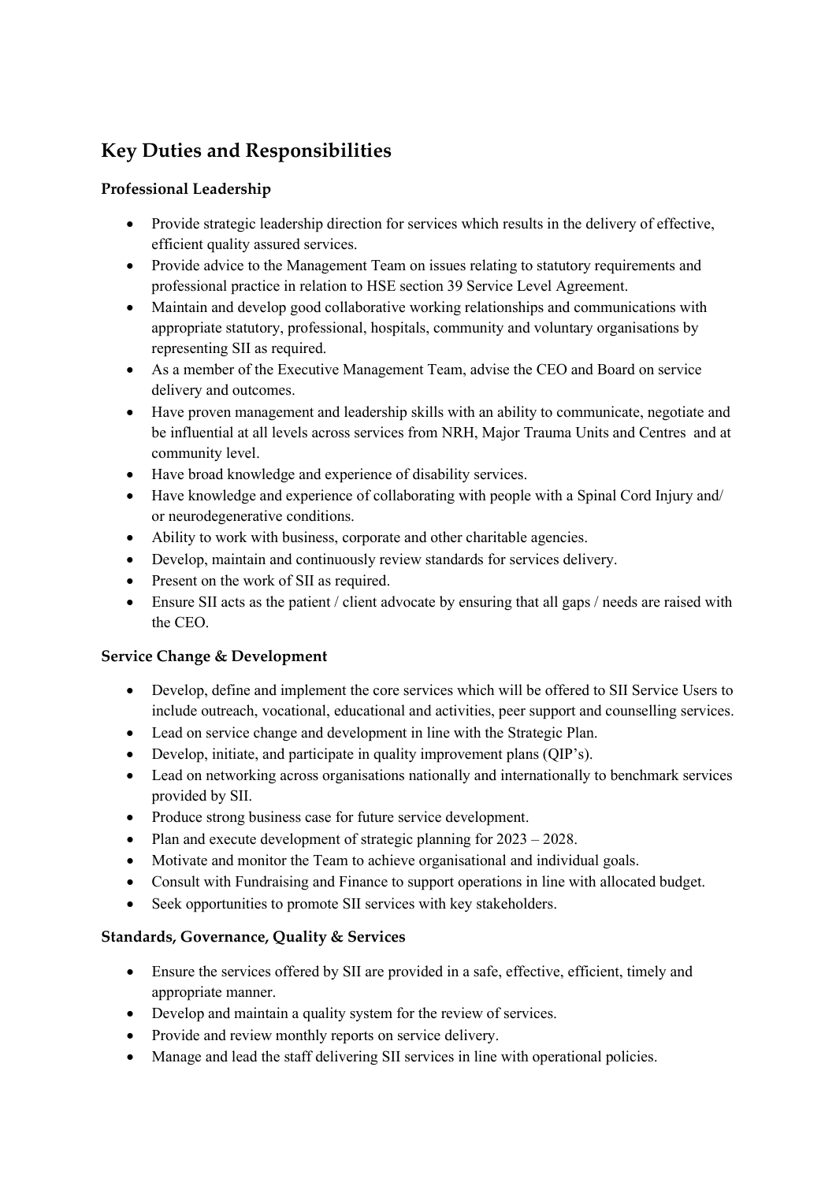## Key Duties and Responsibilities

### Professional Leadership

- Provide strategic leadership direction for services which results in the delivery of effective, efficient quality assured services.
- Provide advice to the Management Team on issues relating to statutory requirements and professional practice in relation to HSE section 39 Service Level Agreement.
- Maintain and develop good collaborative working relationships and communications with appropriate statutory, professional, hospitals, community and voluntary organisations by representing SII as required.
- As a member of the Executive Management Team, advise the CEO and Board on service delivery and outcomes.
- Have proven management and leadership skills with an ability to communicate, negotiate and be influential at all levels across services from NRH, Major Trauma Units and Centres and at community level.
- Have broad knowledge and experience of disability services.
- Have knowledge and experience of collaborating with people with a Spinal Cord Injury and/ or neurodegenerative conditions.
- Ability to work with business, corporate and other charitable agencies.
- Develop, maintain and continuously review standards for services delivery.
- Present on the work of SII as required.
- Ensure SII acts as the patient / client advocate by ensuring that all gaps / needs are raised with the CEO.

### Service Change & Development

- Develop, define and implement the core services which will be offered to SII Service Users to include outreach, vocational, educational and activities, peer support and counselling services.
- Lead on service change and development in line with the Strategic Plan.
- Develop, initiate, and participate in quality improvement plans (QIP's).
- Lead on networking across organisations nationally and internationally to benchmark services provided by SII.
- Produce strong business case for future service development.
- Plan and execute development of strategic planning for 2023 – 2028.
- Motivate and monitor the Team to achieve organisational and individual goals.
- Consult with Fundraising and Finance to support operations in line with allocated budget.
- Seek opportunities to promote SII services with key stakeholders.

### Standards, Governance, Quality & Services

- Ensure the services offered by SII are provided in a safe, effective, efficient, timely and appropriate manner.
- Develop and maintain a quality system for the review of services.
- Provide and review monthly reports on service delivery.
- Manage and lead the staff delivering SII services in line with operational policies.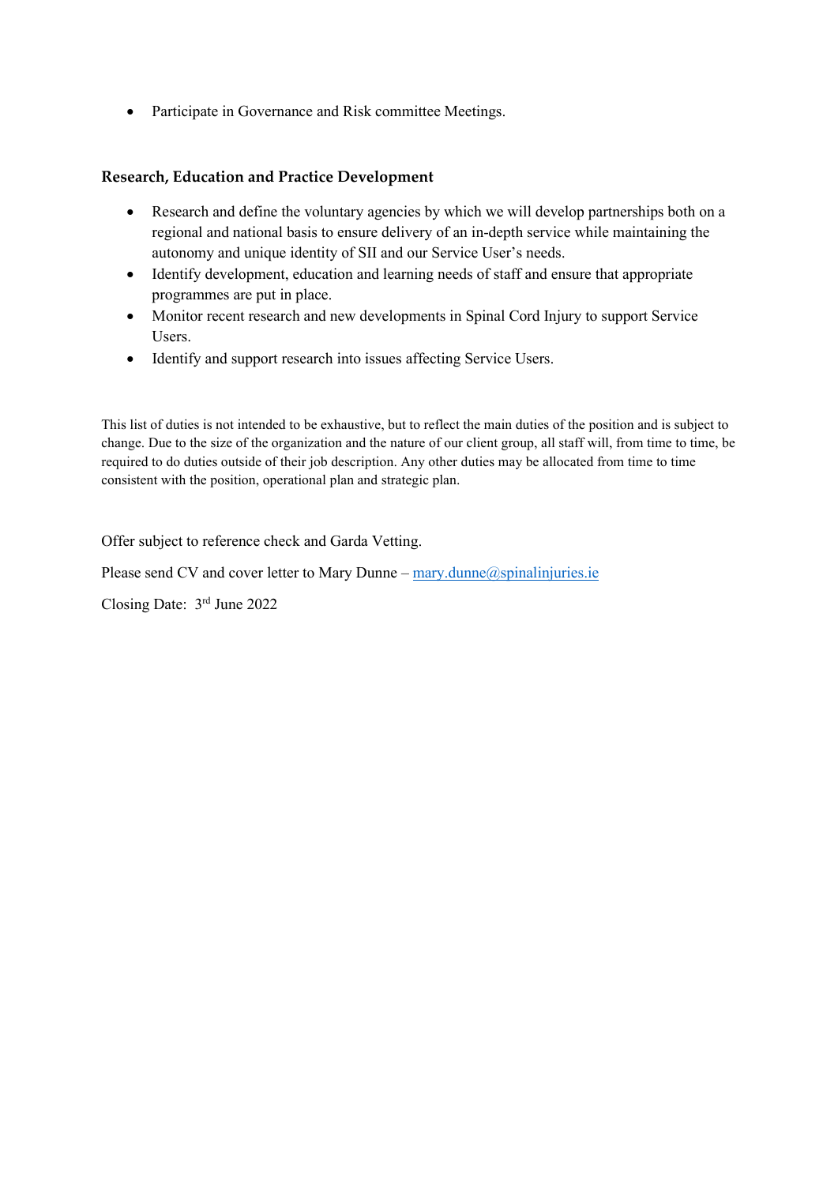- Participate in Governance and Risk committee Meetings.

**Research, Education and Practice Development**

- Research and define the voluntary agencies by which we will develop partnerships both on a regional and national basis to ensure delivery of an in-depth service while maintaining the autonomy and unique identity of SII and our Service User's needs.
- Identify development, education and learning needs of staff and ensure that appropriate programmes are put in place.
- Monitor recent research and new developments in Spinal Cord Injury to support Service Users.
- Identify and support research into issues affecting Service Users.

This list of duties is not intended to be exhaustive, but to reflect the main duties of the position and is subject to change. Due to the size of the organization and the nature of our client group, all staff will, from time to time, be required to do duties outside of their job description. Any other duties may be allocated from time to time consistent with the position, operational plan and strategic plan.

Offer subject to reference check and Garda Vetting.

Please send CV and cover letter to Mary Dunne – mary.dunne@spinalinjuries.ie

Closing Date: 3rd June 2022